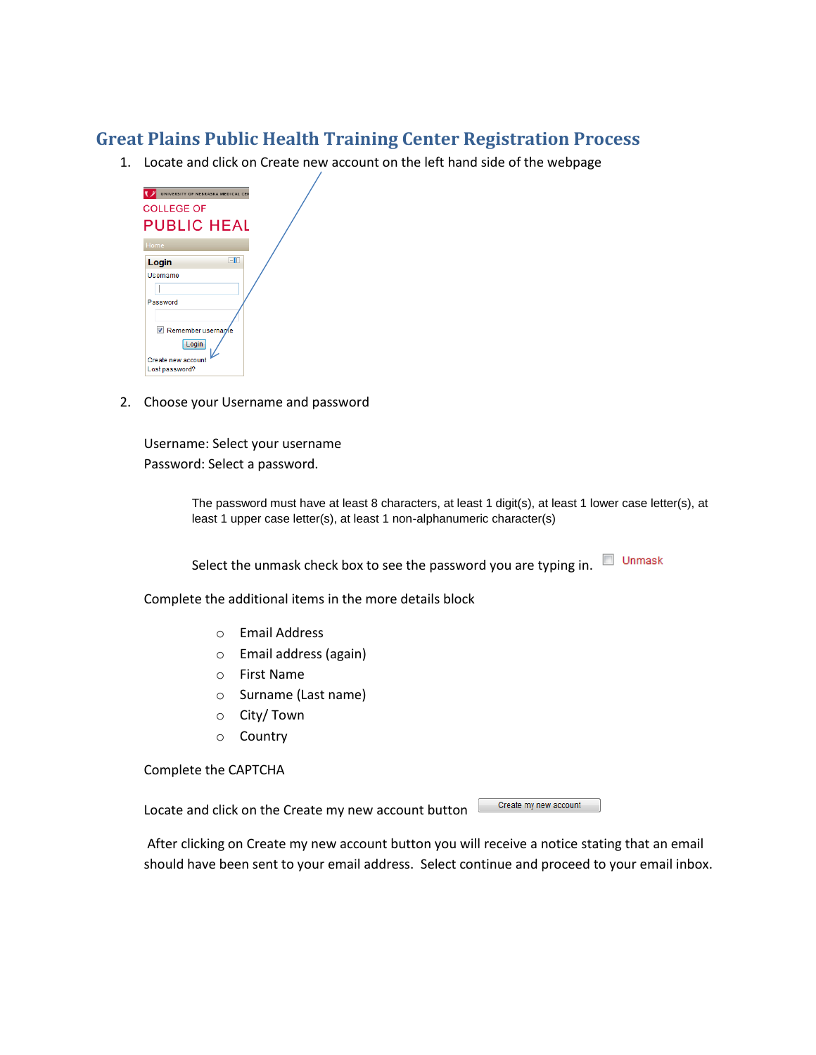# Great Plains Public Health Training Center Registration Process

1. Locate and click on Create new account on the left hand side of the webpage

2. Choose your Username and password

   Username: Select your username
   Password: Select a password.

   The password must have at least 8 characters, at least 1 digit(s), at least 1 lower case letter(s), at least 1 upper case letter(s), at least 1 non-alphanumeric character(s)

   Select the unmask check box to see the password you are typing in. Unmask

   Complete the additional items in the more details block

   - Email Address
   - Email address (again)
   - First Name
   - Surname (Last name)
   - City/ Town
   - Country

   Complete the CAPTCHA

   Locate and click on the Create my new account button Create my new account

   After clicking on Create my new account button you will receive a notice stating that an email should have been sent to your email address. Select continue and proceed to your email inbox.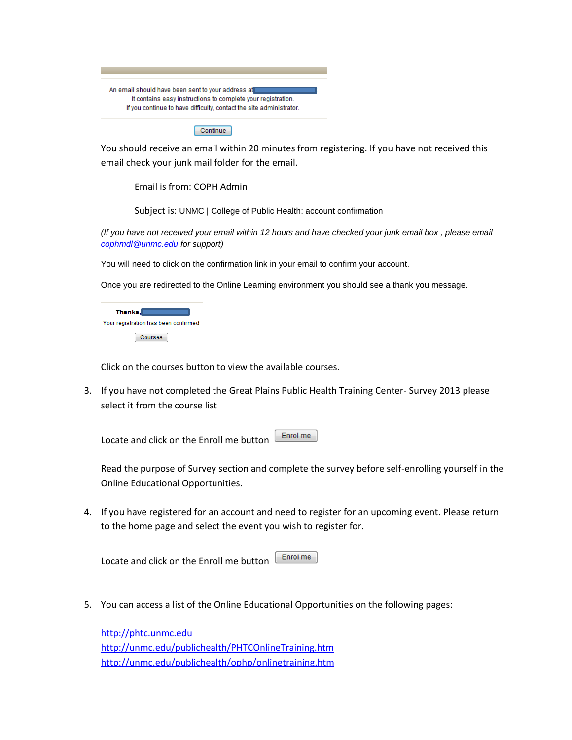An email should have been sent to your address at

It contains easy instructions to complete your registration.

If you continue to have difficulty, contact the site administrator.

Continue

You should receive an email within 20 minutes from registering. If you have not received this email check your junk mail folder for the email.

Email is from: COPH Admin

Subject is: UNMC | College of Public Health: account confirmation

*(If you have not received your email within 12 hours and have checked your junk email box , please email cophmdl@unmc.edu for support)*

You will need to click on the confirmation link in your email to confirm your account.

Once you are redirected to the Online Learning environment you should see a thank you message.

**Thanks,**

Your registration has been confirmed

Courses

Click on the courses button to view the available courses.

3. If you have not completed the Great Plains Public Health Training Center- Survey 2013 please select it from the course list

   Locate and click on the Enroll me button Enrol me

   Read the purpose of Survey section and complete the survey before self-enrolling yourself in the Online Educational Opportunities.

4. If you have registered for an account and need to register for an upcoming event. Please return to the home page and select the event you wish to register for.

   Locate and click on the Enroll me button Enrol me

5. You can access a list of the Online Educational Opportunities on the following pages:

   http://phtc.unmc.edu
   http://unmc.edu/publichealth/PHTCOnlineTraining.htm
   http://unmc.edu/publichealth/ophp/onlinetraining.htm